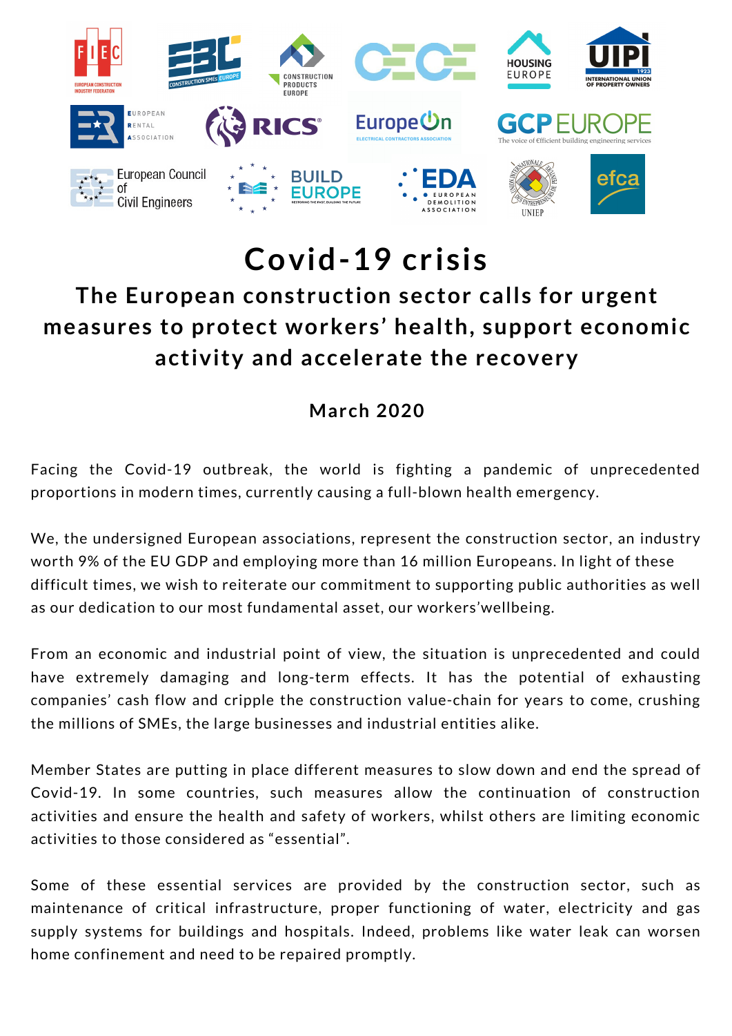# Covid-19 crisis

## The European construction sector calls for urgent measures to protect workers' health, support economic activity and accelerate the recovery

### March 2020

Facing the Covid-19 outbreak, the world is fighting a pandemic of unprecedented proportions in modern times, currently causing a full-blown health emergency.

We, the undersigned European associations, represent the construction sector, an industry worth 9% of the EU GDP and employing more than 16 million Europeans. In light of these difficult times, we wish to reiterate our commitment to supporting public authorities as well as our dedication to our most fundamental asset, our workers'wellbeing.

From an economic and industrial point of view, the situation is unprecedented and could have extremely damaging and long-term effects. It has the potential of exhausting companies' cash flow and cripple the construction value-chain for years to come, crushing the millions of SMEs, the large businesses and industrial entities alike.

Member States are putting in place different measures to slow down and end the spread of Covid-19. In some countries, such measures allow the continuation of construction activities and ensure the health and safety of workers, whilst others are limiting economic activities to those considered as "essential".

Some of these essential services are provided by the construction sector, such as maintenance of critical infrastructure, proper functioning of water, electricity and gas supply systems for buildings and hospitals. Indeed, problems like water leak can worsen home confinement and need to be repaired promptly.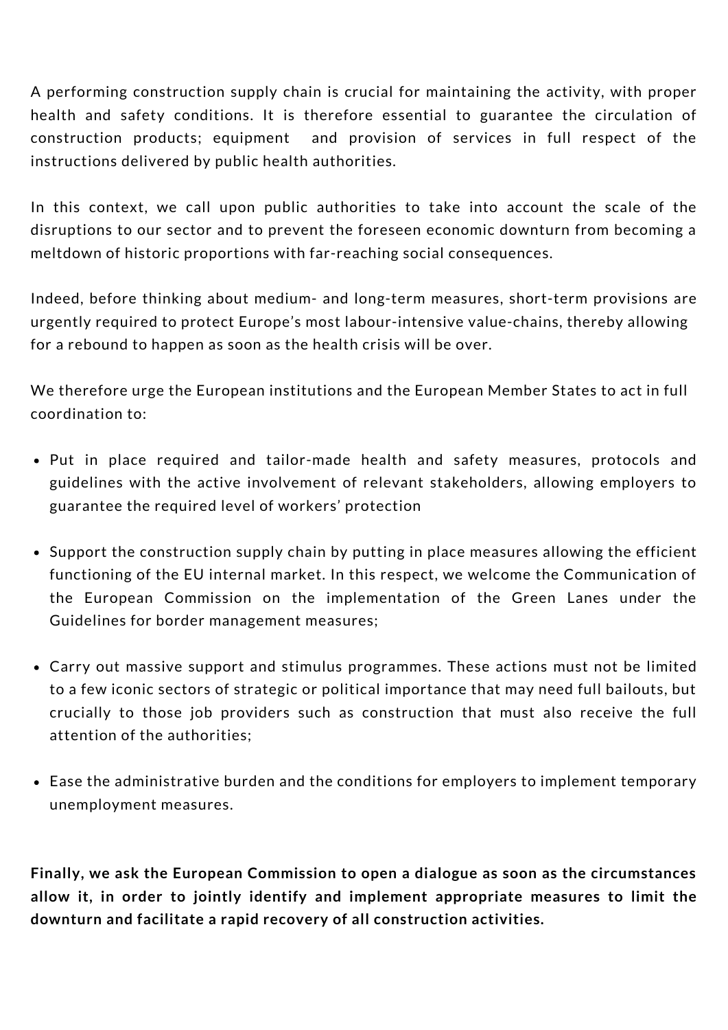A performing construction supply chain is crucial for maintaining the activity, with proper health and safety conditions. It is therefore essential to guarantee the circulation of construction products; equipment and provision of services in full respect of the instructions delivered by public health authorities.

In this context, we call upon public authorities to take into account the scale of the disruptions to our sector and to prevent the foreseen economic downturn from becoming a meltdown of historic proportions with far-reaching social consequences.

Indeed, before thinking about medium- and long-term measures, short-term provisions are urgently required to protect Europe's most labour-intensive value-chains, thereby allowing for a rebound to happen as soon as the health crisis will be over.

We therefore urge the European institutions and the European Member States to act in full coordination to:

- Put in place required and tailor-made health and safety measures, protocols and guidelines with the active involvement of relevant stakeholders, allowing employers to guarantee the required level of workers' protection
- Support the construction supply chain by putting in place measures allowing the efficient functioning of the EU internal market. In this respect, we welcome the Communication of the European Commission on the implementation of the Green Lanes under the Guidelines for border management measures;
- Carry out massive support and stimulus programmes. These actions must not be limited to a few iconic sectors of strategic or political importance that may need full bailouts, but crucially to those job providers such as construction that must also receive the full attention of the authorities;
- Ease the administrative burden and the conditions for employers to implement temporary unemployment measures.

**Finally, we ask the European Commission to open a dialogue as soon as the circumstances allow it, in order to jointly identify and implement appropriate measures to limit the downturn and facilitate a rapid recovery of all construction activities.**